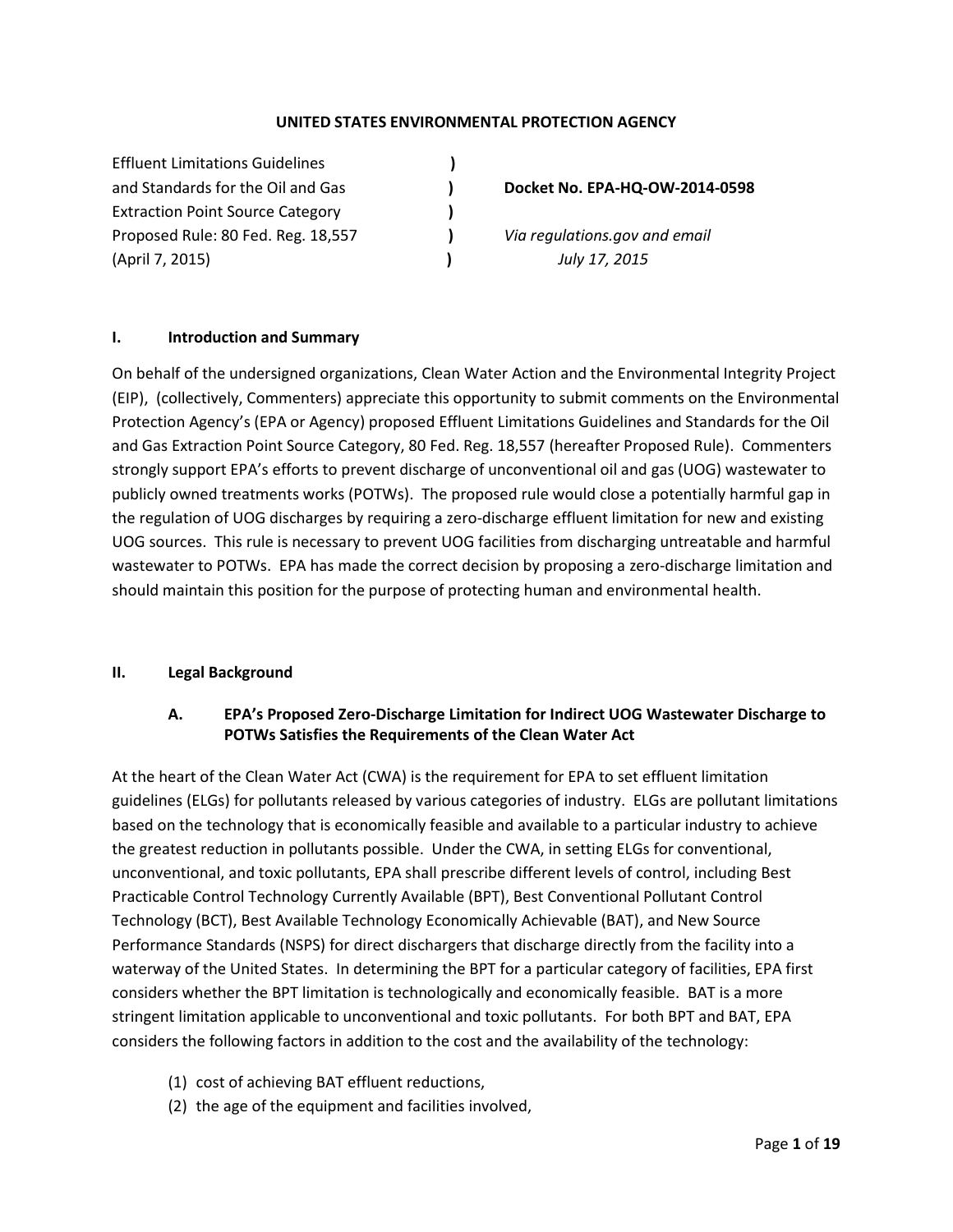**UNITED STATES ENVIRONMENTAL PROTECTION AGENCY**

| | | |
|---|---|---|
| Effluent Limitations Guidelines | ) | |
| and Standards for the Oil and Gas | ) | **Docket No. EPA-HQ-OW-2014-0598** |
| Extraction Point Source Category | ) | |
| Proposed Rule: 80 Fed. Reg. 18,557 | ) | *Via regulations.gov and email* |
| (April 7, 2015) | ) | *July 17, 2015* |

## I. Introduction and Summary

On behalf of the undersigned organizations, Clean Water Action and the Environmental Integrity Project (EIP), (collectively, Commenters) appreciate this opportunity to submit comments on the Environmental Protection Agency's (EPA or Agency) proposed Effluent Limitations Guidelines and Standards for the Oil and Gas Extraction Point Source Category, 80 Fed. Reg. 18,557 (hereafter Proposed Rule). Commenters strongly support EPA's efforts to prevent discharge of unconventional oil and gas (UOG) wastewater to publicly owned treatments works (POTWs). The proposed rule would close a potentially harmful gap in the regulation of UOG discharges by requiring a zero-discharge effluent limitation for new and existing UOG sources. This rule is necessary to prevent UOG facilities from discharging untreatable and harmful wastewater to POTWs. EPA has made the correct decision by proposing a zero-discharge limitation and should maintain this position for the purpose of protecting human and environmental health.

## II. Legal Background

### A. EPA's Proposed Zero-Discharge Limitation for Indirect UOG Wastewater Discharge to POTWs Satisfies the Requirements of the Clean Water Act

At the heart of the Clean Water Act (CWA) is the requirement for EPA to set effluent limitation guidelines (ELGs) for pollutants released by various categories of industry. ELGs are pollutant limitations based on the technology that is economically feasible and available to a particular industry to achieve the greatest reduction in pollutants possible. Under the CWA, in setting ELGs for conventional, unconventional, and toxic pollutants, EPA shall prescribe different levels of control, including Best Practicable Control Technology Currently Available (BPT), Best Conventional Pollutant Control Technology (BCT), Best Available Technology Economically Achievable (BAT), and New Source Performance Standards (NSPS) for direct dischargers that discharge directly from the facility into a waterway of the United States. In determining the BPT for a particular category of facilities, EPA first considers whether the BPT limitation is technologically and economically feasible. BAT is a more stringent limitation applicable to unconventional and toxic pollutants. For both BPT and BAT, EPA considers the following factors in addition to the cost and the availability of the technology:

(1) cost of achieving BAT effluent reductions,
(2) the age of the equipment and facilities involved,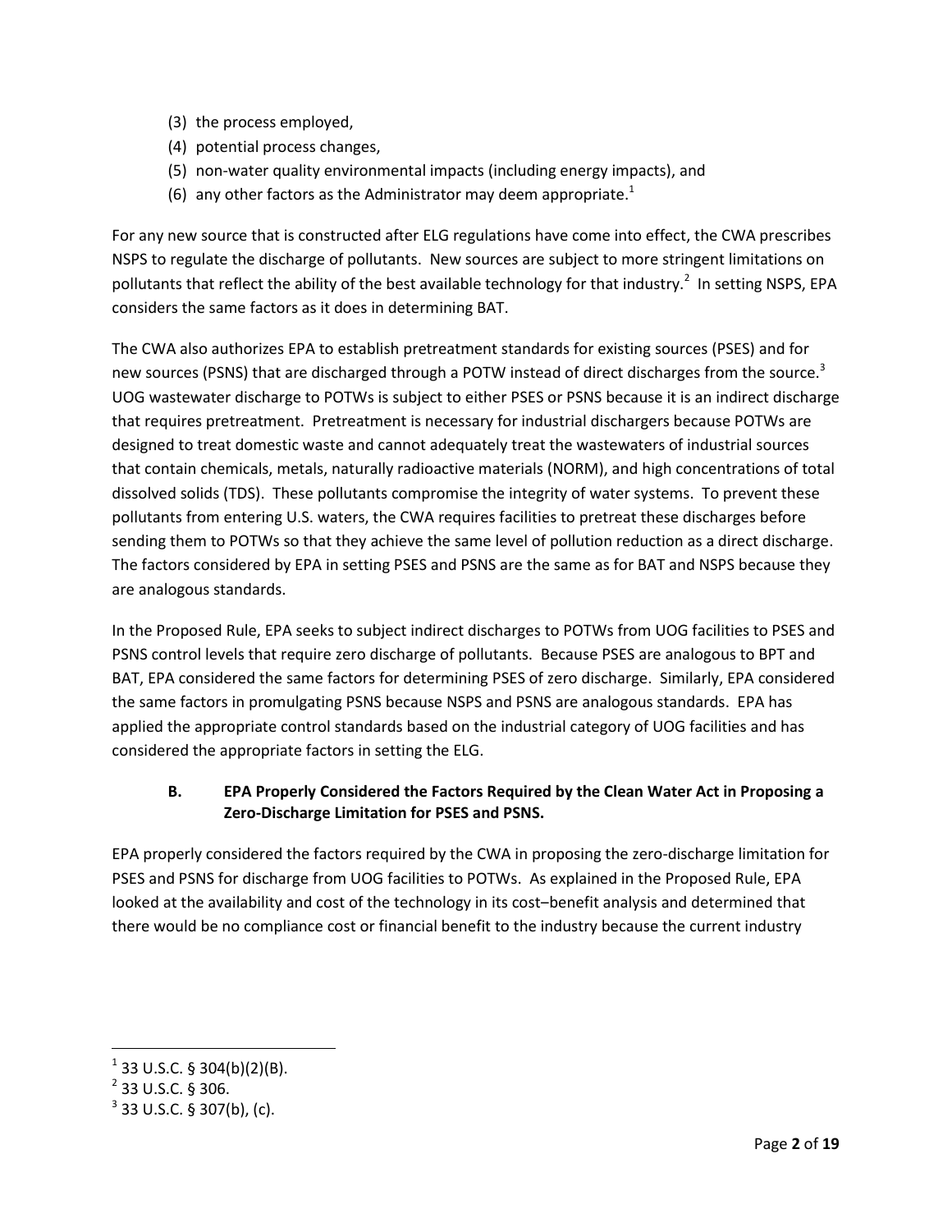(3) the process employed,
(4) potential process changes,
(5) non-water quality environmental impacts (including energy impacts), and
(6) any other factors as the Administrator may deem appropriate.[1]

For any new source that is constructed after ELG regulations have come into effect, the CWA prescribes NSPS to regulate the discharge of pollutants. New sources are subject to more stringent limitations on pollutants that reflect the ability of the best available technology for that industry.[2] In setting NSPS, EPA considers the same factors as it does in determining BAT.

The CWA also authorizes EPA to establish pretreatment standards for existing sources (PSES) and for new sources (PSNS) that are discharged through a POTW instead of direct discharges from the source.[3] UOG wastewater discharge to POTWs is subject to either PSES or PSNS because it is an indirect discharge that requires pretreatment. Pretreatment is necessary for industrial dischargers because POTWs are designed to treat domestic waste and cannot adequately treat the wastewaters of industrial sources that contain chemicals, metals, naturally radioactive materials (NORM), and high concentrations of total dissolved solids (TDS). These pollutants compromise the integrity of water systems. To prevent these pollutants from entering U.S. waters, the CWA requires facilities to pretreat these discharges before sending them to POTWs so that they achieve the same level of pollution reduction as a direct discharge. The factors considered by EPA in setting PSES and PSNS are the same as for BAT and NSPS because they are analogous standards.

In the Proposed Rule, EPA seeks to subject indirect discharges to POTWs from UOG facilities to PSES and PSNS control levels that require zero discharge of pollutants. Because PSES are analogous to BPT and BAT, EPA considered the same factors for determining PSES of zero discharge. Similarly, EPA considered the same factors in promulgating PSNS because NSPS and PSNS are analogous standards. EPA has applied the appropriate control standards based on the industrial category of UOG facilities and has considered the appropriate factors in setting the ELG.

### B. EPA Properly Considered the Factors Required by the Clean Water Act in Proposing a Zero-Discharge Limitation for PSES and PSNS.

EPA properly considered the factors required by the CWA in proposing the zero-discharge limitation for PSES and PSNS for discharge from UOG facilities to POTWs. As explained in the Proposed Rule, EPA looked at the availability and cost of the technology in its cost–benefit analysis and determined that there would be no compliance cost or financial benefit to the industry because the current industry

---

[1] 33 U.S.C. § 304(b)(2)(B).

[2] 33 U.S.C. § 306.

[3] 33 U.S.C. § 307(b), (c).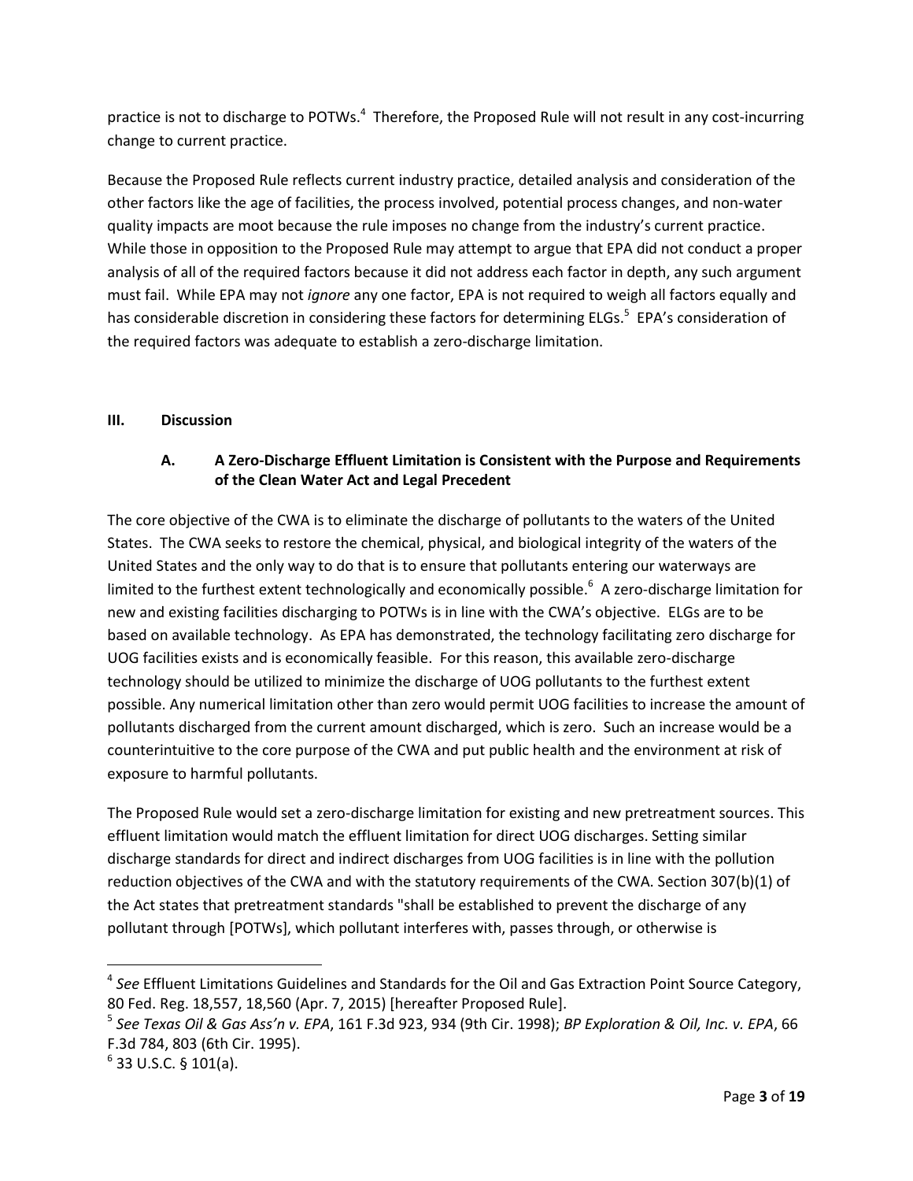practice is not to discharge to POTWs.[4] Therefore, the Proposed Rule will not result in any cost-incurring change to current practice.

Because the Proposed Rule reflects current industry practice, detailed analysis and consideration of the other factors like the age of facilities, the process involved, potential process changes, and non-water quality impacts are moot because the rule imposes no change from the industry's current practice. While those in opposition to the Proposed Rule may attempt to argue that EPA did not conduct a proper analysis of all of the required factors because it did not address each factor in depth, any such argument must fail. While EPA may not *ignore* any one factor, EPA is not required to weigh all factors equally and has considerable discretion in considering these factors for determining ELGs.[5] EPA's consideration of the required factors was adequate to establish a zero-discharge limitation.

## III. Discussion

### A. A Zero-Discharge Effluent Limitation is Consistent with the Purpose and Requirements of the Clean Water Act and Legal Precedent

The core objective of the CWA is to eliminate the discharge of pollutants to the waters of the United States. The CWA seeks to restore the chemical, physical, and biological integrity of the waters of the United States and the only way to do that is to ensure that pollutants entering our waterways are limited to the furthest extent technologically and economically possible.[6] A zero-discharge limitation for new and existing facilities discharging to POTWs is in line with the CWA's objective. ELGs are to be based on available technology. As EPA has demonstrated, the technology facilitating zero discharge for UOG facilities exists and is economically feasible. For this reason, this available zero-discharge technology should be utilized to minimize the discharge of UOG pollutants to the furthest extent possible. Any numerical limitation other than zero would permit UOG facilities to increase the amount of pollutants discharged from the current amount discharged, which is zero. Such an increase would be a counterintuitive to the core purpose of the CWA and put public health and the environment at risk of exposure to harmful pollutants.

The Proposed Rule would set a zero-discharge limitation for existing and new pretreatment sources. This effluent limitation would match the effluent limitation for direct UOG discharges. Setting similar discharge standards for direct and indirect discharges from UOG facilities is in line with the pollution reduction objectives of the CWA and with the statutory requirements of the CWA. Section 307(b)(1) of the Act states that pretreatment standards "shall be established to prevent the discharge of any pollutant through [POTWs], which pollutant interferes with, passes through, or otherwise is

---

[4] *See* Effluent Limitations Guidelines and Standards for the Oil and Gas Extraction Point Source Category, 80 Fed. Reg. 18,557, 18,560 (Apr. 7, 2015) [hereafter Proposed Rule].

[5] *See Texas Oil & Gas Ass'n v. EPA*, 161 F.3d 923, 934 (9th Cir. 1998); *BP Exploration & Oil, Inc. v. EPA*, 66 F.3d 784, 803 (6th Cir. 1995).

[6] 33 U.S.C. § 101(a).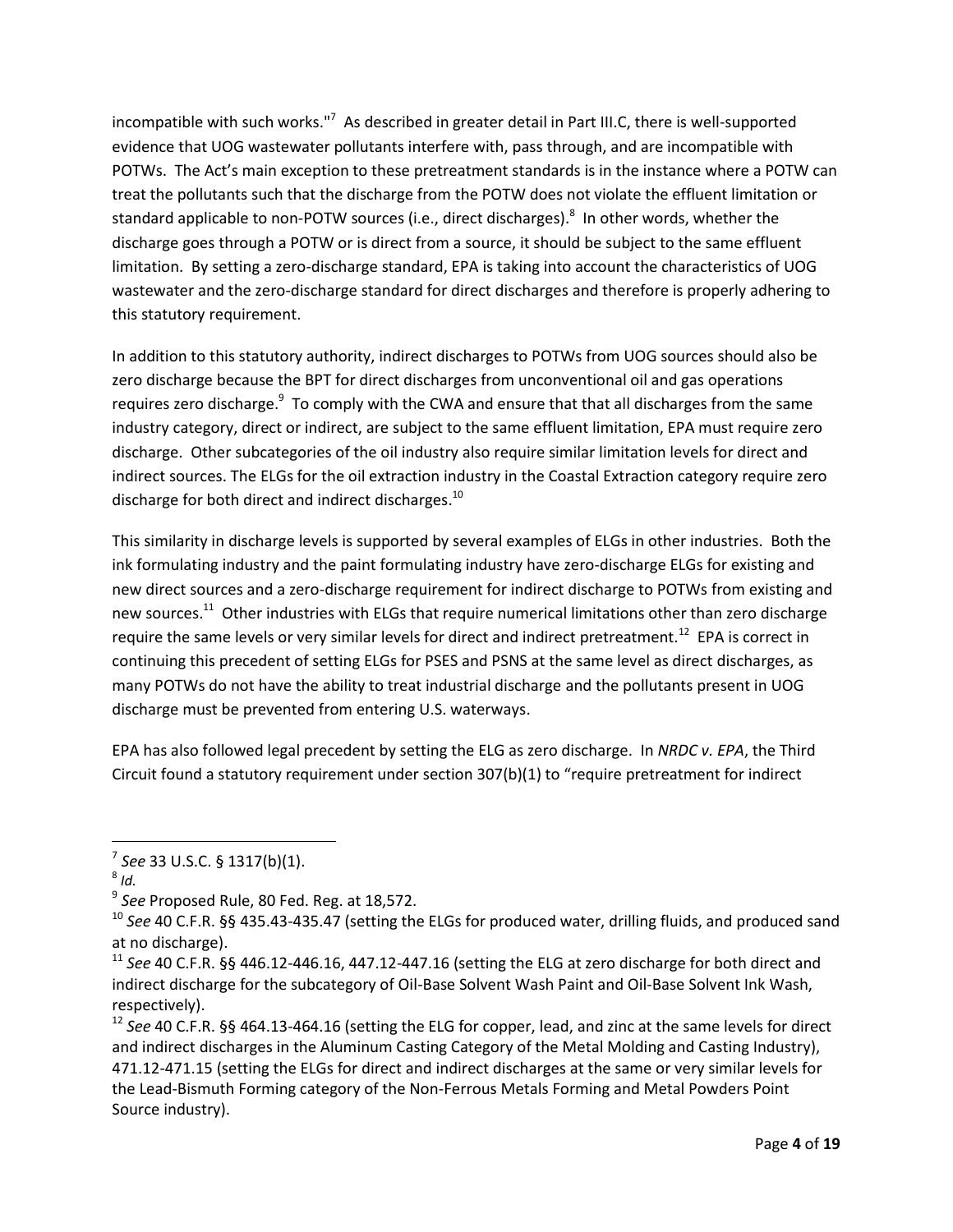incompatible with such works."[7] As described in greater detail in Part III.C, there is well-supported evidence that UOG wastewater pollutants interfere with, pass through, and are incompatible with POTWs. The Act's main exception to these pretreatment standards is in the instance where a POTW can treat the pollutants such that the discharge from the POTW does not violate the effluent limitation or standard applicable to non-POTW sources (i.e., direct discharges).[8] In other words, whether the discharge goes through a POTW or is direct from a source, it should be subject to the same effluent limitation. By setting a zero-discharge standard, EPA is taking into account the characteristics of UOG wastewater and the zero-discharge standard for direct discharges and therefore is properly adhering to this statutory requirement.

In addition to this statutory authority, indirect discharges to POTWs from UOG sources should also be zero discharge because the BPT for direct discharges from unconventional oil and gas operations requires zero discharge.[9] To comply with the CWA and ensure that that all discharges from the same industry category, direct or indirect, are subject to the same effluent limitation, EPA must require zero discharge. Other subcategories of the oil industry also require similar limitation levels for direct and indirect sources. The ELGs for the oil extraction industry in the Coastal Extraction category require zero discharge for both direct and indirect discharges.[10]

This similarity in discharge levels is supported by several examples of ELGs in other industries. Both the ink formulating industry and the paint formulating industry have zero-discharge ELGs for existing and new direct sources and a zero-discharge requirement for indirect discharge to POTWs from existing and new sources.[11] Other industries with ELGs that require numerical limitations other than zero discharge require the same levels or very similar levels for direct and indirect pretreatment.[12] EPA is correct in continuing this precedent of setting ELGs for PSES and PSNS at the same level as direct discharges, as many POTWs do not have the ability to treat industrial discharge and the pollutants present in UOG discharge must be prevented from entering U.S. waterways.

EPA has also followed legal precedent by setting the ELG as zero discharge. In *NRDC v. EPA*, the Third Circuit found a statutory requirement under section 307(b)(1) to "require pretreatment for indirect

---

[7] *See* 33 U.S.C. § 1317(b)(1).

[8] *Id.*

[9] *See* Proposed Rule, 80 Fed. Reg. at 18,572.

[10] *See* 40 C.F.R. §§ 435.43-435.47 (setting the ELGs for produced water, drilling fluids, and produced sand at no discharge).

[11] *See* 40 C.F.R. §§ 446.12-446.16, 447.12-447.16 (setting the ELG at zero discharge for both direct and indirect discharge for the subcategory of Oil-Base Solvent Wash Paint and Oil-Base Solvent Ink Wash, respectively).

[12] *See* 40 C.F.R. §§ 464.13-464.16 (setting the ELG for copper, lead, and zinc at the same levels for direct and indirect discharges in the Aluminum Casting Category of the Metal Molding and Casting Industry), 471.12-471.15 (setting the ELGs for direct and indirect discharges at the same or very similar levels for the Lead-Bismuth Forming category of the Non-Ferrous Metals Forming and Metal Powders Point Source industry).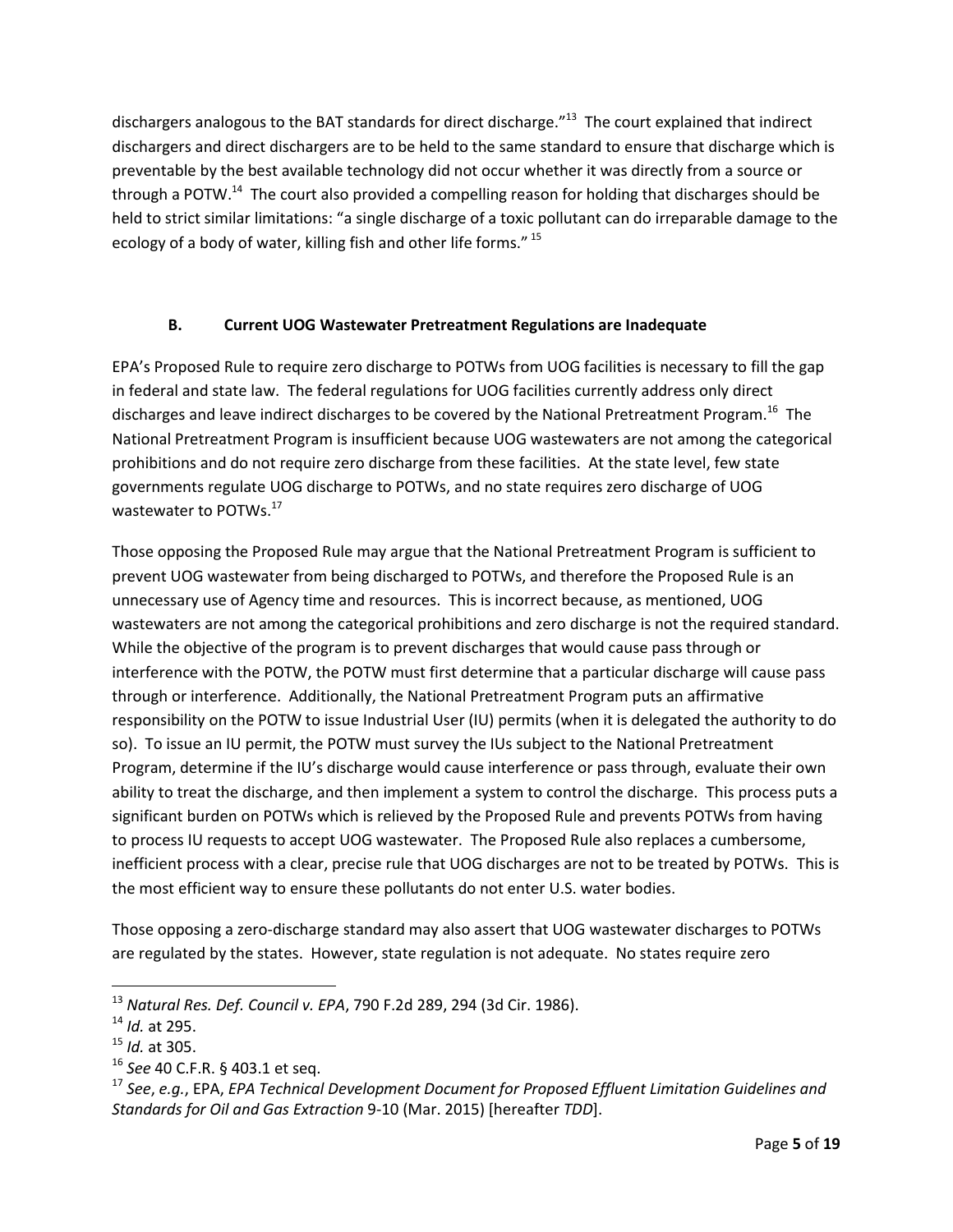dischargers analogous to the BAT standards for direct discharge."[13] The court explained that indirect dischargers and direct dischargers are to be held to the same standard to ensure that discharge which is preventable by the best available technology did not occur whether it was directly from a source or through a POTW.[14] The court also provided a compelling reason for holding that discharges should be held to strict similar limitations: "a single discharge of a toxic pollutant can do irreparable damage to the ecology of a body of water, killing fish and other life forms." [15]

### B. Current UOG Wastewater Pretreatment Regulations are Inadequate

EPA's Proposed Rule to require zero discharge to POTWs from UOG facilities is necessary to fill the gap in federal and state law. The federal regulations for UOG facilities currently address only direct discharges and leave indirect discharges to be covered by the National Pretreatment Program.[16] The National Pretreatment Program is insufficient because UOG wastewaters are not among the categorical prohibitions and do not require zero discharge from these facilities. At the state level, few state governments regulate UOG discharge to POTWs, and no state requires zero discharge of UOG wastewater to POTWs.[17]

Those opposing the Proposed Rule may argue that the National Pretreatment Program is sufficient to prevent UOG wastewater from being discharged to POTWs, and therefore the Proposed Rule is an unnecessary use of Agency time and resources. This is incorrect because, as mentioned, UOG wastewaters are not among the categorical prohibitions and zero discharge is not the required standard. While the objective of the program is to prevent discharges that would cause pass through or interference with the POTW, the POTW must first determine that a particular discharge will cause pass through or interference. Additionally, the National Pretreatment Program puts an affirmative responsibility on the POTW to issue Industrial User (IU) permits (when it is delegated the authority to do so). To issue an IU permit, the POTW must survey the IUs subject to the National Pretreatment Program, determine if the IU's discharge would cause interference or pass through, evaluate their own ability to treat the discharge, and then implement a system to control the discharge. This process puts a significant burden on POTWs which is relieved by the Proposed Rule and prevents POTWs from having to process IU requests to accept UOG wastewater. The Proposed Rule also replaces a cumbersome, inefficient process with a clear, precise rule that UOG discharges are not to be treated by POTWs. This is the most efficient way to ensure these pollutants do not enter U.S. water bodies.

Those opposing a zero-discharge standard may also assert that UOG wastewater discharges to POTWs are regulated by the states. However, state regulation is not adequate. No states require zero

---

[13] *Natural Res. Def. Council v. EPA*, 790 F.2d 289, 294 (3d Cir. 1986).

[14] *Id.* at 295.

[15] *Id.* at 305.

[16] *See* 40 C.F.R. § 403.1 et seq.

[17] *See*, *e.g.*, EPA, *EPA Technical Development Document for Proposed Effluent Limitation Guidelines and Standards for Oil and Gas Extraction* 9-10 (Mar. 2015) [hereafter *TDD*].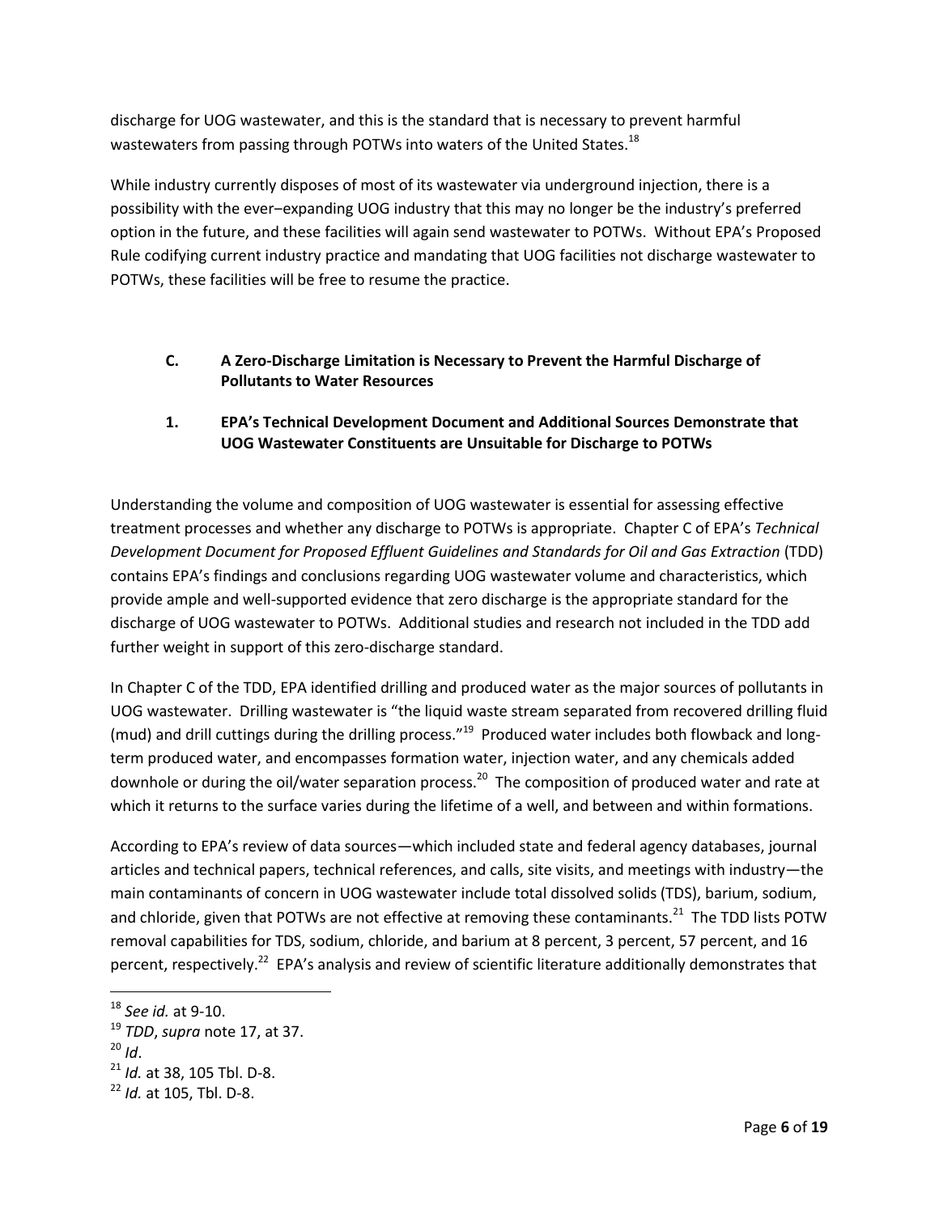discharge for UOG wastewater, and this is the standard that is necessary to prevent harmful wastewaters from passing through POTWs into waters of the United States.[18]

While industry currently disposes of most of its wastewater via underground injection, there is a possibility with the ever–expanding UOG industry that this may no longer be the industry's preferred option in the future, and these facilities will again send wastewater to POTWs. Without EPA's Proposed Rule codifying current industry practice and mandating that UOG facilities not discharge wastewater to POTWs, these facilities will be free to resume the practice.

### C. A Zero-Discharge Limitation is Necessary to Prevent the Harmful Discharge of Pollutants to Water Resources

#### 1. EPA's Technical Development Document and Additional Sources Demonstrate that UOG Wastewater Constituents are Unsuitable for Discharge to POTWs

Understanding the volume and composition of UOG wastewater is essential for assessing effective treatment processes and whether any discharge to POTWs is appropriate. Chapter C of EPA's *Technical Development Document for Proposed Effluent Guidelines and Standards for Oil and Gas Extraction* (TDD) contains EPA's findings and conclusions regarding UOG wastewater volume and characteristics, which provide ample and well-supported evidence that zero discharge is the appropriate standard for the discharge of UOG wastewater to POTWs. Additional studies and research not included in the TDD add further weight in support of this zero-discharge standard.

In Chapter C of the TDD, EPA identified drilling and produced water as the major sources of pollutants in UOG wastewater. Drilling wastewater is "the liquid waste stream separated from recovered drilling fluid (mud) and drill cuttings during the drilling process."[19] Produced water includes both flowback and long-term produced water, and encompasses formation water, injection water, and any chemicals added downhole or during the oil/water separation process.[20] The composition of produced water and rate at which it returns to the surface varies during the lifetime of a well, and between and within formations.

According to EPA's review of data sources—which included state and federal agency databases, journal articles and technical papers, technical references, and calls, site visits, and meetings with industry—the main contaminants of concern in UOG wastewater include total dissolved solids (TDS), barium, sodium, and chloride, given that POTWs are not effective at removing these contaminants.[21] The TDD lists POTW removal capabilities for TDS, sodium, chloride, and barium at 8 percent, 3 percent, 57 percent, and 16 percent, respectively.[22] EPA's analysis and review of scientific literature additionally demonstrates that

---

[18] *See id.* at 9-10.

[19] *TDD*, *supra* note 17, at 37.

[20] *Id*.

[21] *Id.* at 38, 105 Tbl. D-8.

[22] *Id.* at 105, Tbl. D-8.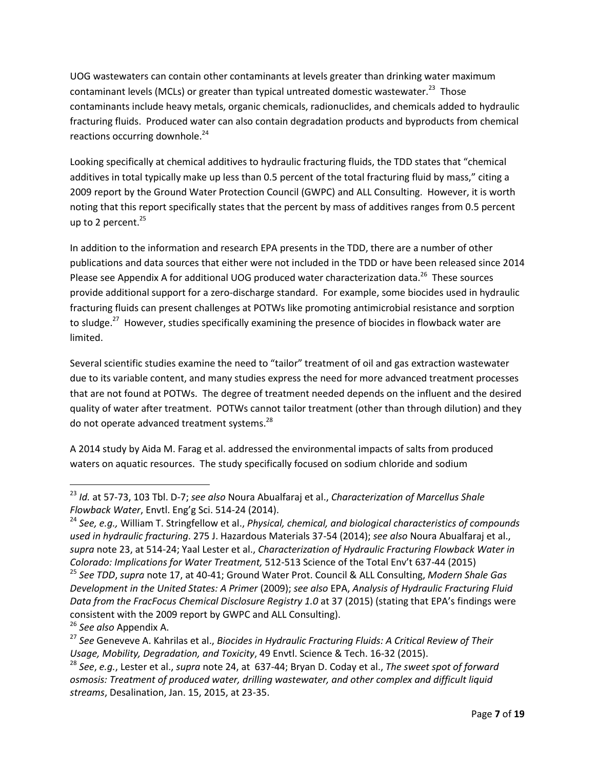UOG wastewaters can contain other contaminants at levels greater than drinking water maximum contaminant levels (MCLs) or greater than typical untreated domestic wastewater.[23] Those contaminants include heavy metals, organic chemicals, radionuclides, and chemicals added to hydraulic fracturing fluids. Produced water can also contain degradation products and byproducts from chemical reactions occurring downhole.[24]

Looking specifically at chemical additives to hydraulic fracturing fluids, the TDD states that "chemical additives in total typically make up less than 0.5 percent of the total fracturing fluid by mass," citing a 2009 report by the Ground Water Protection Council (GWPC) and ALL Consulting. However, it is worth noting that this report specifically states that the percent by mass of additives ranges from 0.5 percent up to 2 percent.[25]

In addition to the information and research EPA presents in the TDD, there are a number of other publications and data sources that either were not included in the TDD or have been released since 2014 Please see Appendix A for additional UOG produced water characterization data.[26] These sources provide additional support for a zero-discharge standard. For example, some biocides used in hydraulic fracturing fluids can present challenges at POTWs like promoting antimicrobial resistance and sorption to sludge.[27] However, studies specifically examining the presence of biocides in flowback water are limited.

Several scientific studies examine the need to "tailor" treatment of oil and gas extraction wastewater due to its variable content, and many studies express the need for more advanced treatment processes that are not found at POTWs. The degree of treatment needed depends on the influent and the desired quality of water after treatment. POTWs cannot tailor treatment (other than through dilution) and they do not operate advanced treatment systems.[28]

A 2014 study by Aida M. Farag et al. addressed the environmental impacts of salts from produced waters on aquatic resources. The study specifically focused on sodium chloride and sodium

---

[23] *Id.* at 57-73, 103 Tbl. D-7; *see also* Noura Abualfaraj et al., *Characterization of Marcellus Shale Flowback Water*, Envtl. Eng'g Sci. 514-24 (2014).

[24] *See, e.g.,* William T. Stringfellow et al., *Physical, chemical, and biological characteristics of compounds used in hydraulic fracturing*. 275 J. Hazardous Materials 37-54 (2014); *see also* Noura Abualfaraj et al., *supra* note 23, at 514-24; Yaal Lester et al., *Characterization of Hydraulic Fracturing Flowback Water in Colorado: Implications for Water Treatment,* 512-513 Science of the Total Env't 637-44 (2015)

[25] *See TDD*, *supra* note 17, at 40-41; Ground Water Prot. Council & ALL Consulting, *Modern Shale Gas Development in the United States: A Primer* (2009); *see also* EPA, *Analysis of Hydraulic Fracturing Fluid Data from the FracFocus Chemical Disclosure Registry 1.0* at 37 (2015) (stating that EPA's findings were consistent with the 2009 report by GWPC and ALL Consulting).

[26] *See also* Appendix A.

[27] *See* Geneveve A. Kahrilas et al., *Biocides in Hydraulic Fracturing Fluids: A Critical Review of Their Usage, Mobility, Degradation, and Toxicity*, 49 Envtl. Science & Tech. 16-32 (2015).

[28] *See*, *e.g.*, Lester et al., *supra* note 24, at 637-44; Bryan D. Coday et al., *The sweet spot of forward osmosis: Treatment of produced water, drilling wastewater, and other complex and difficult liquid streams*, Desalination, Jan. 15, 2015, at 23-35.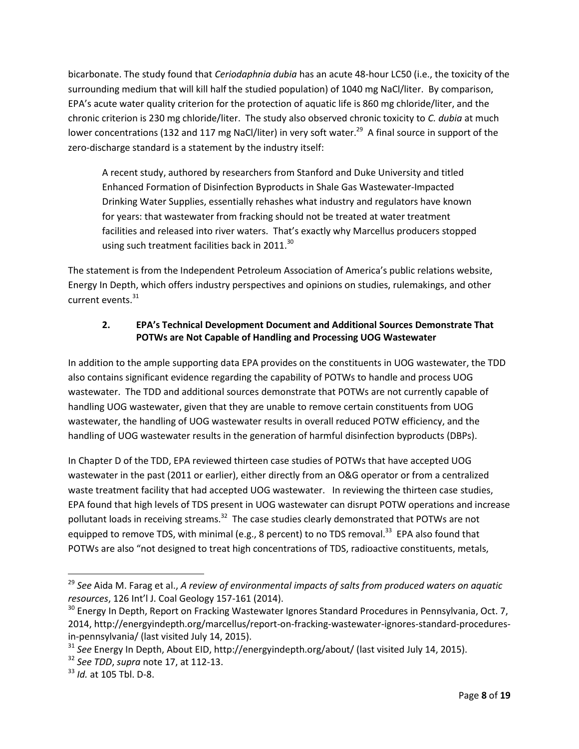bicarbonate. The study found that *Ceriodaphnia dubia* has an acute 48-hour LC50 (i.e., the toxicity of the surrounding medium that will kill half the studied population) of 1040 mg NaCl/liter. By comparison, EPA's acute water quality criterion for the protection of aquatic life is 860 mg chloride/liter, and the chronic criterion is 230 mg chloride/liter. The study also observed chronic toxicity to *C. dubia* at much lower concentrations (132 and 117 mg NaCl/liter) in very soft water.[29] A final source in support of the zero-discharge standard is a statement by the industry itself:

> A recent study, authored by researchers from Stanford and Duke University and titled Enhanced Formation of Disinfection Byproducts in Shale Gas Wastewater-Impacted Drinking Water Supplies, essentially rehashes what industry and regulators have known for years: that wastewater from fracking should not be treated at water treatment facilities and released into river waters. That's exactly why Marcellus producers stopped using such treatment facilities back in 2011.[30]

The statement is from the Independent Petroleum Association of America's public relations website, Energy In Depth, which offers industry perspectives and opinions on studies, rulemakings, and other current events.[31]

### 2. EPA's Technical Development Document and Additional Sources Demonstrate That POTWs are Not Capable of Handling and Processing UOG Wastewater

In addition to the ample supporting data EPA provides on the constituents in UOG wastewater, the TDD also contains significant evidence regarding the capability of POTWs to handle and process UOG wastewater. The TDD and additional sources demonstrate that POTWs are not currently capable of handling UOG wastewater, given that they are unable to remove certain constituents from UOG wastewater, the handling of UOG wastewater results in overall reduced POTW efficiency, and the handling of UOG wastewater results in the generation of harmful disinfection byproducts (DBPs).

In Chapter D of the TDD, EPA reviewed thirteen case studies of POTWs that have accepted UOG wastewater in the past (2011 or earlier), either directly from an O&G operator or from a centralized waste treatment facility that had accepted UOG wastewater. In reviewing the thirteen case studies, EPA found that high levels of TDS present in UOG wastewater can disrupt POTW operations and increase pollutant loads in receiving streams.[32] The case studies clearly demonstrated that POTWs are not equipped to remove TDS, with minimal (e.g., 8 percent) to no TDS removal.[33] EPA also found that POTWs are also "not designed to treat high concentrations of TDS, radioactive constituents, metals,

---

[29] *See* Aida M. Farag et al., *A review of environmental impacts of salts from produced waters on aquatic resources*, 126 Int'l J. Coal Geology 157-161 (2014).

[30] Energy In Depth, Report on Fracking Wastewater Ignores Standard Procedures in Pennsylvania, Oct. 7, 2014, http://energyindepth.org/marcellus/report-on-fracking-wastewater-ignores-standard-procedures-in-pennsylvania/ (last visited July 14, 2015).

[31] *See* Energy In Depth, About EID, http://energyindepth.org/about/ (last visited July 14, 2015).

[32] *See TDD*, *supra* note 17, at 112-13.

[33] *Id.* at 105 Tbl. D-8.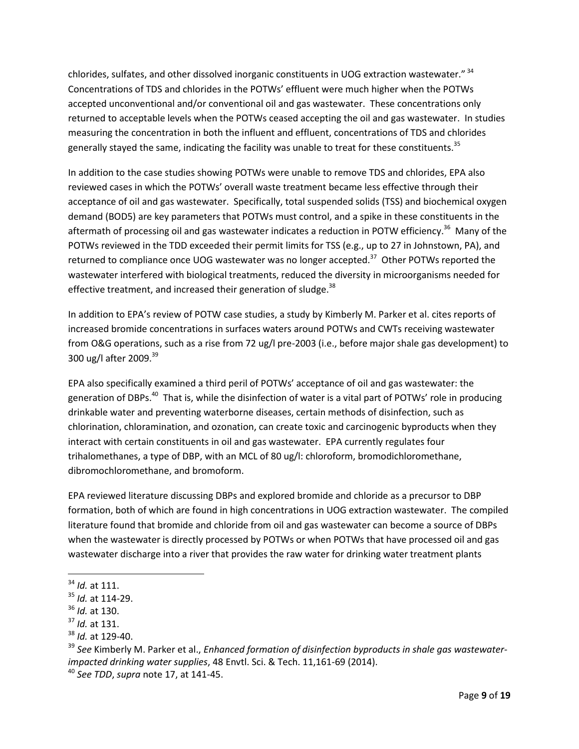chlorides, sulfates, and other dissolved inorganic constituents in UOG extraction wastewater." [34] Concentrations of TDS and chlorides in the POTWs' effluent were much higher when the POTWs accepted unconventional and/or conventional oil and gas wastewater. These concentrations only returned to acceptable levels when the POTWs ceased accepting the oil and gas wastewater. In studies measuring the concentration in both the influent and effluent, concentrations of TDS and chlorides generally stayed the same, indicating the facility was unable to treat for these constituents.[35]

In addition to the case studies showing POTWs were unable to remove TDS and chlorides, EPA also reviewed cases in which the POTWs' overall waste treatment became less effective through their acceptance of oil and gas wastewater. Specifically, total suspended solids (TSS) and biochemical oxygen demand (BOD5) are key parameters that POTWs must control, and a spike in these constituents in the aftermath of processing oil and gas wastewater indicates a reduction in POTW efficiency.[36] Many of the POTWs reviewed in the TDD exceeded their permit limits for TSS (e.g., up to 27 in Johnstown, PA), and returned to compliance once UOG wastewater was no longer accepted.[37] Other POTWs reported the wastewater interfered with biological treatments, reduced the diversity in microorganisms needed for effective treatment, and increased their generation of sludge.[38]

In addition to EPA's review of POTW case studies, a study by Kimberly M. Parker et al. cites reports of increased bromide concentrations in surfaces waters around POTWs and CWTs receiving wastewater from O&G operations, such as a rise from 72 ug/l pre-2003 (i.e., before major shale gas development) to 300 ug/l after 2009.[39]

EPA also specifically examined a third peril of POTWs' acceptance of oil and gas wastewater: the generation of DBPs.[40] That is, while the disinfection of water is a vital part of POTWs' role in producing drinkable water and preventing waterborne diseases, certain methods of disinfection, such as chlorination, chloramination, and ozonation, can create toxic and carcinogenic byproducts when they interact with certain constituents in oil and gas wastewater. EPA currently regulates four trihalomethanes, a type of DBP, with an MCL of 80 ug/l: chloroform, bromodichloromethane, dibromochloromethane, and bromoform.

EPA reviewed literature discussing DBPs and explored bromide and chloride as a precursor to DBP formation, both of which are found in high concentrations in UOG extraction wastewater. The compiled literature found that bromide and chloride from oil and gas wastewater can become a source of DBPs when the wastewater is directly processed by POTWs or when POTWs that have processed oil and gas wastewater discharge into a river that provides the raw water for drinking water treatment plants

---

[34] *Id.* at 111.

[35] *Id.* at 114-29.

[36] *Id.* at 130.

[37] *Id.* at 131.

[38] *Id.* at 129-40.

[39] *See* Kimberly M. Parker et al., *Enhanced formation of disinfection byproducts in shale gas wastewater-impacted drinking water supplies*, 48 Envtl. Sci. & Tech. 11,161-69 (2014).

[40] *See TDD*, *supra* note 17, at 141-45.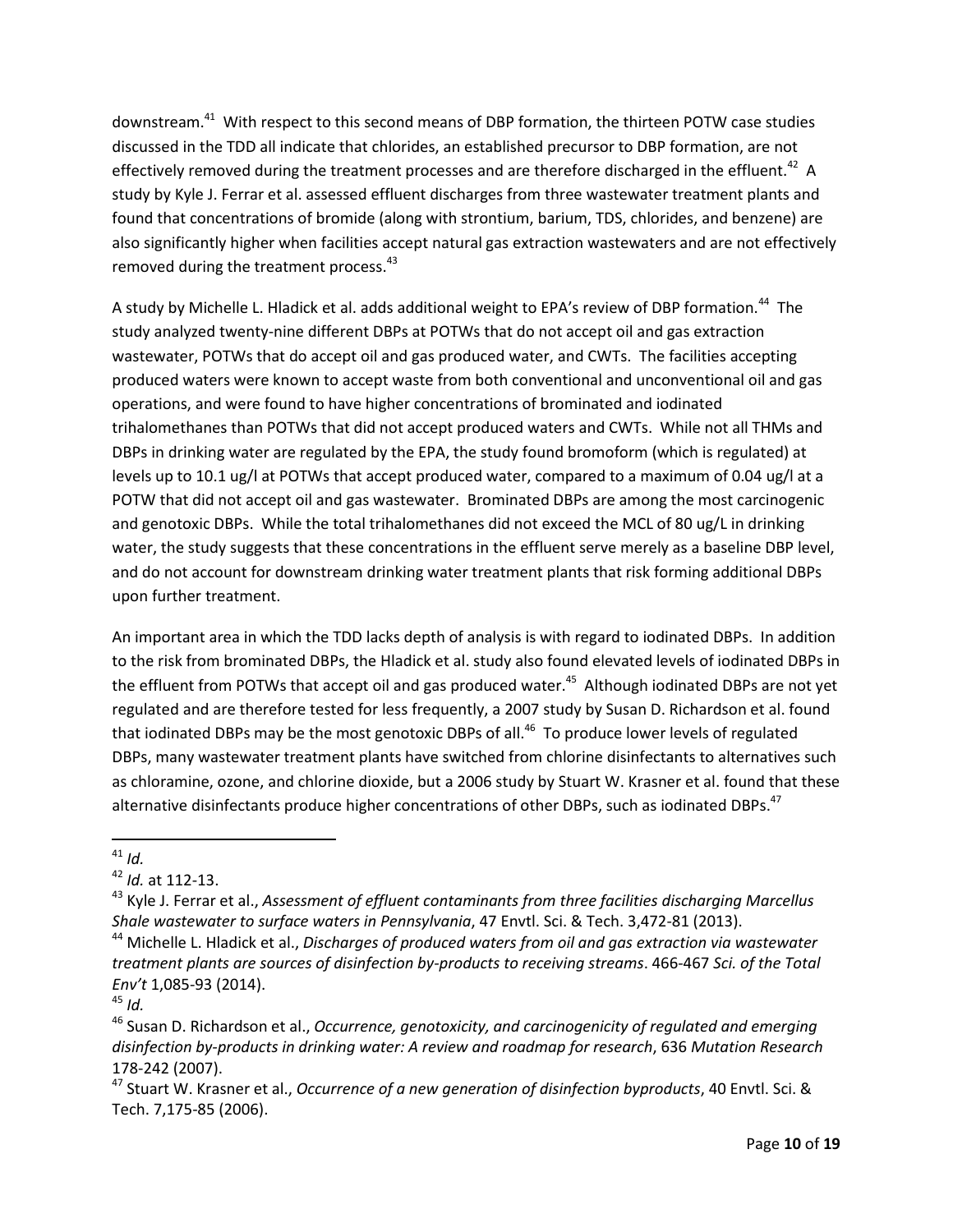downstream.[41] With respect to this second means of DBP formation, the thirteen POTW case studies discussed in the TDD all indicate that chlorides, an established precursor to DBP formation, are not effectively removed during the treatment processes and are therefore discharged in the effluent.[42] A study by Kyle J. Ferrar et al. assessed effluent discharges from three wastewater treatment plants and found that concentrations of bromide (along with strontium, barium, TDS, chlorides, and benzene) are also significantly higher when facilities accept natural gas extraction wastewaters and are not effectively removed during the treatment process.[43]

A study by Michelle L. Hladick et al. adds additional weight to EPA's review of DBP formation.[44] The study analyzed twenty-nine different DBPs at POTWs that do not accept oil and gas extraction wastewater, POTWs that do accept oil and gas produced water, and CWTs. The facilities accepting produced waters were known to accept waste from both conventional and unconventional oil and gas operations, and were found to have higher concentrations of brominated and iodinated trihalomethanes than POTWs that did not accept produced waters and CWTs. While not all THMs and DBPs in drinking water are regulated by the EPA, the study found bromoform (which is regulated) at levels up to 10.1 ug/l at POTWs that accept produced water, compared to a maximum of 0.04 ug/l at a POTW that did not accept oil and gas wastewater. Brominated DBPs are among the most carcinogenic and genotoxic DBPs. While the total trihalomethanes did not exceed the MCL of 80 ug/L in drinking water, the study suggests that these concentrations in the effluent serve merely as a baseline DBP level, and do not account for downstream drinking water treatment plants that risk forming additional DBPs upon further treatment.

An important area in which the TDD lacks depth of analysis is with regard to iodinated DBPs. In addition to the risk from brominated DBPs, the Hladick et al. study also found elevated levels of iodinated DBPs in the effluent from POTWs that accept oil and gas produced water.[45] Although iodinated DBPs are not yet regulated and are therefore tested for less frequently, a 2007 study by Susan D. Richardson et al. found that iodinated DBPs may be the most genotoxic DBPs of all.[46] To produce lower levels of regulated DBPs, many wastewater treatment plants have switched from chlorine disinfectants to alternatives such as chloramine, ozone, and chlorine dioxide, but a 2006 study by Stuart W. Krasner et al. found that these alternative disinfectants produce higher concentrations of other DBPs, such as iodinated DBPs.[47]

---

[41] *Id.*

[42] *Id.* at 112-13.

[43] Kyle J. Ferrar et al., *Assessment of effluent contaminants from three facilities discharging Marcellus Shale wastewater to surface waters in Pennsylvania*, 47 Envtl. Sci. & Tech. 3,472-81 (2013).

[44] Michelle L. Hladick et al., *Discharges of produced waters from oil and gas extraction via wastewater treatment plants are sources of disinfection by-products to receiving streams*. 466-467 *Sci. of the Total Env't* 1,085-93 (2014).

[45] *Id.*

[46] Susan D. Richardson et al., *Occurrence, genotoxicity, and carcinogenicity of regulated and emerging disinfection by-products in drinking water: A review and roadmap for research*, 636 *Mutation Research* 178-242 (2007).

[47] Stuart W. Krasner et al., *Occurrence of a new generation of disinfection byproducts*, 40 Envtl. Sci. & Tech. 7,175-85 (2006).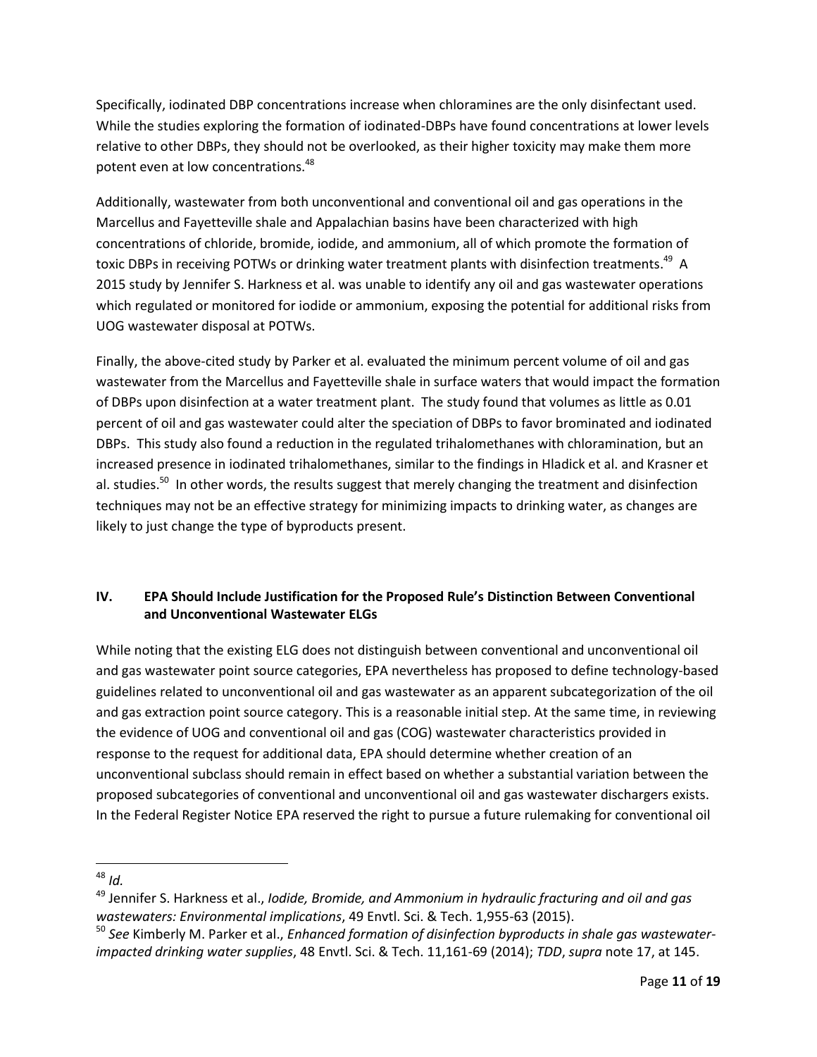Specifically, iodinated DBP concentrations increase when chloramines are the only disinfectant used. While the studies exploring the formation of iodinated-DBPs have found concentrations at lower levels relative to other DBPs, they should not be overlooked, as their higher toxicity may make them more potent even at low concentrations.[48]

Additionally, wastewater from both unconventional and conventional oil and gas operations in the Marcellus and Fayetteville shale and Appalachian basins have been characterized with high concentrations of chloride, bromide, iodide, and ammonium, all of which promote the formation of toxic DBPs in receiving POTWs or drinking water treatment plants with disinfection treatments.[49] A 2015 study by Jennifer S. Harkness et al. was unable to identify any oil and gas wastewater operations which regulated or monitored for iodide or ammonium, exposing the potential for additional risks from UOG wastewater disposal at POTWs.

Finally, the above-cited study by Parker et al. evaluated the minimum percent volume of oil and gas wastewater from the Marcellus and Fayetteville shale in surface waters that would impact the formation of DBPs upon disinfection at a water treatment plant. The study found that volumes as little as 0.01 percent of oil and gas wastewater could alter the speciation of DBPs to favor brominated and iodinated DBPs. This study also found a reduction in the regulated trihalomethanes with chloramination, but an increased presence in iodinated trihalomethanes, similar to the findings in Hladick et al. and Krasner et al. studies.[50] In other words, the results suggest that merely changing the treatment and disinfection techniques may not be an effective strategy for minimizing impacts to drinking water, as changes are likely to just change the type of byproducts present.

## IV. EPA Should Include Justification for the Proposed Rule's Distinction Between Conventional and Unconventional Wastewater ELGs

While noting that the existing ELG does not distinguish between conventional and unconventional oil and gas wastewater point source categories, EPA nevertheless has proposed to define technology-based guidelines related to unconventional oil and gas wastewater as an apparent subcategorization of the oil and gas extraction point source category. This is a reasonable initial step. At the same time, in reviewing the evidence of UOG and conventional oil and gas (COG) wastewater characteristics provided in response to the request for additional data, EPA should determine whether creation of an unconventional subclass should remain in effect based on whether a substantial variation between the proposed subcategories of conventional and unconventional oil and gas wastewater dischargers exists. In the Federal Register Notice EPA reserved the right to pursue a future rulemaking for conventional oil

---

[48] *Id.*

[49] Jennifer S. Harkness et al., *Iodide, Bromide, and Ammonium in hydraulic fracturing and oil and gas wastewaters: Environmental implications*, 49 Envtl. Sci. & Tech. 1,955-63 (2015).

[50] *See* Kimberly M. Parker et al., *Enhanced formation of disinfection byproducts in shale gas wastewater-impacted drinking water supplies*, 48 Envtl. Sci. & Tech. 11,161-69 (2014); *TDD*, *supra* note 17, at 145.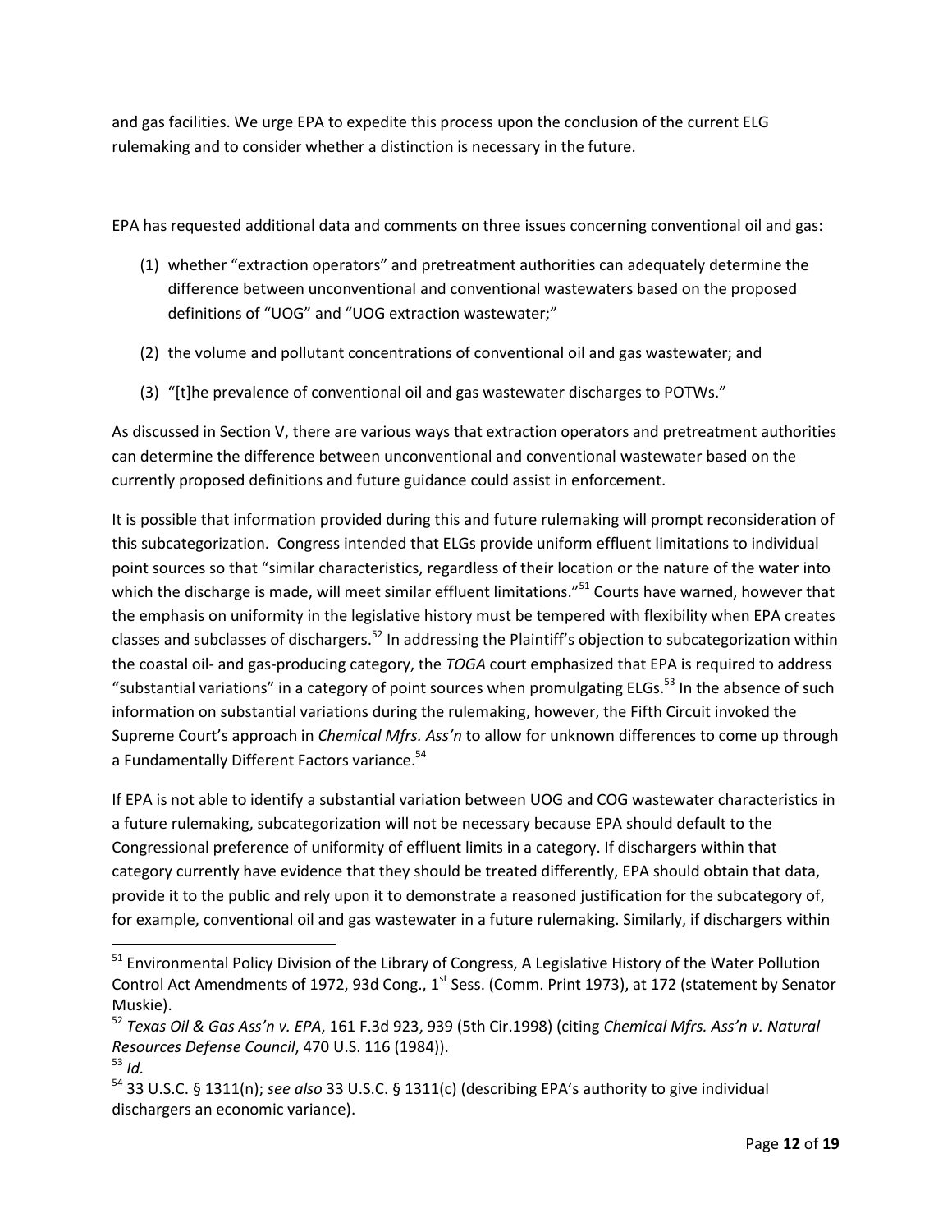and gas facilities. We urge EPA to expedite this process upon the conclusion of the current ELG rulemaking and to consider whether a distinction is necessary in the future.

EPA has requested additional data and comments on three issues concerning conventional oil and gas:

(1) whether "extraction operators" and pretreatment authorities can adequately determine the difference between unconventional and conventional wastewaters based on the proposed definitions of "UOG" and "UOG extraction wastewater;"

(2) the volume and pollutant concentrations of conventional oil and gas wastewater; and

(3) "[t]he prevalence of conventional oil and gas wastewater discharges to POTWs."

As discussed in Section V, there are various ways that extraction operators and pretreatment authorities can determine the difference between unconventional and conventional wastewater based on the currently proposed definitions and future guidance could assist in enforcement.

It is possible that information provided during this and future rulemaking will prompt reconsideration of this subcategorization. Congress intended that ELGs provide uniform effluent limitations to individual point sources so that "similar characteristics, regardless of their location or the nature of the water into which the discharge is made, will meet similar effluent limitations."[51] Courts have warned, however that the emphasis on uniformity in the legislative history must be tempered with flexibility when EPA creates classes and subclasses of dischargers.[52] In addressing the Plaintiff's objection to subcategorization within the coastal oil- and gas-producing category, the *TOGA* court emphasized that EPA is required to address "substantial variations" in a category of point sources when promulgating ELGs.[53] In the absence of such information on substantial variations during the rulemaking, however, the Fifth Circuit invoked the Supreme Court's approach in *Chemical Mfrs. Ass'n* to allow for unknown differences to come up through a Fundamentally Different Factors variance.[54]

If EPA is not able to identify a substantial variation between UOG and COG wastewater characteristics in a future rulemaking, subcategorization will not be necessary because EPA should default to the Congressional preference of uniformity of effluent limits in a category. If dischargers within that category currently have evidence that they should be treated differently, EPA should obtain that data, provide it to the public and rely upon it to demonstrate a reasoned justification for the subcategory of, for example, conventional oil and gas wastewater in a future rulemaking. Similarly, if dischargers within

---

[51] Environmental Policy Division of the Library of Congress, A Legislative History of the Water Pollution Control Act Amendments of 1972, 93d Cong., 1st Sess. (Comm. Print 1973), at 172 (statement by Senator Muskie).

[52] *Texas Oil & Gas Ass'n v. EPA*, 161 F.3d 923, 939 (5th Cir.1998) (citing *Chemical Mfrs. Ass'n v. Natural Resources Defense Council*, 470 U.S. 116 (1984)).

[53] *Id.*

[54] 33 U.S.C. § 1311(n); *see also* 33 U.S.C. § 1311(c) (describing EPA's authority to give individual dischargers an economic variance).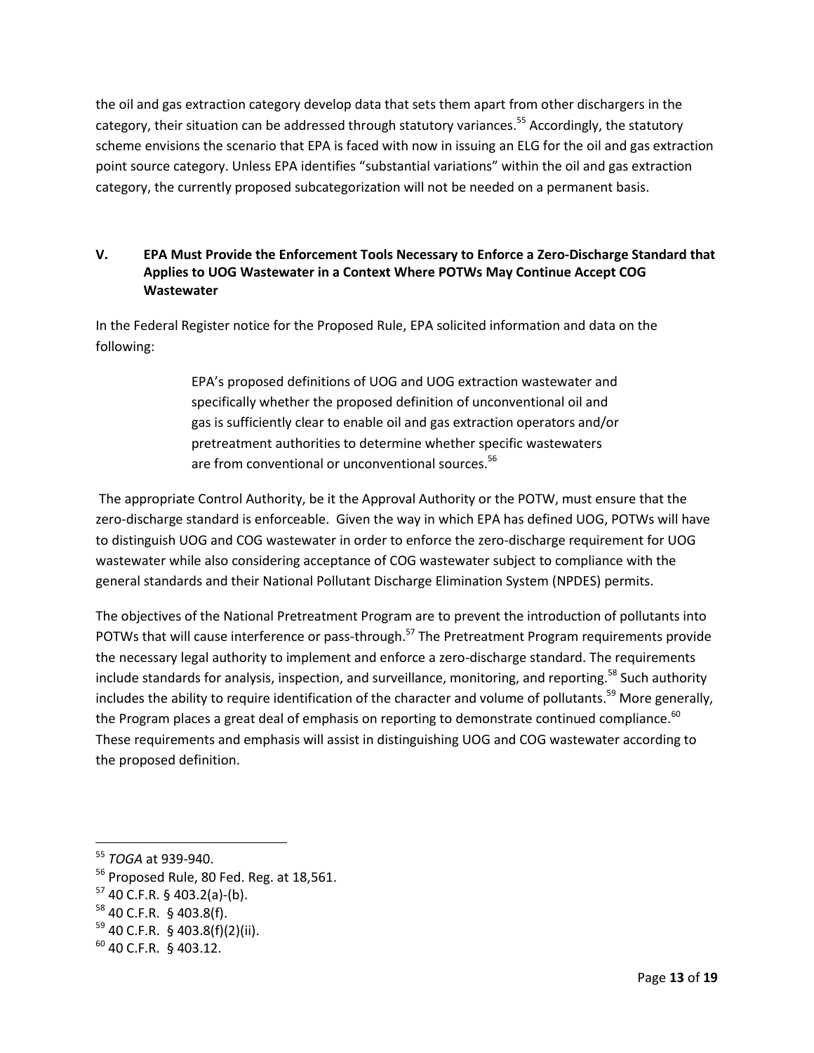the oil and gas extraction category develop data that sets them apart from other dischargers in the category, their situation can be addressed through statutory variances.[55] Accordingly, the statutory scheme envisions the scenario that EPA is faced with now in issuing an ELG for the oil and gas extraction point source category. Unless EPA identifies "substantial variations" within the oil and gas extraction category, the currently proposed subcategorization will not be needed on a permanent basis.

## V. EPA Must Provide the Enforcement Tools Necessary to Enforce a Zero-Discharge Standard that Applies to UOG Wastewater in a Context Where POTWs May Continue Accept COG Wastewater

In the Federal Register notice for the Proposed Rule, EPA solicited information and data on the following:

> EPA's proposed definitions of UOG and UOG extraction wastewater and specifically whether the proposed definition of unconventional oil and gas is sufficiently clear to enable oil and gas extraction operators and/or pretreatment authorities to determine whether specific wastewaters are from conventional or unconventional sources.[56]

The appropriate Control Authority, be it the Approval Authority or the POTW, must ensure that the zero-discharge standard is enforceable. Given the way in which EPA has defined UOG, POTWs will have to distinguish UOG and COG wastewater in order to enforce the zero-discharge requirement for UOG wastewater while also considering acceptance of COG wastewater subject to compliance with the general standards and their National Pollutant Discharge Elimination System (NPDES) permits.

The objectives of the National Pretreatment Program are to prevent the introduction of pollutants into POTWs that will cause interference or pass-through.[57] The Pretreatment Program requirements provide the necessary legal authority to implement and enforce a zero-discharge standard. The requirements include standards for analysis, inspection, and surveillance, monitoring, and reporting.[58] Such authority includes the ability to require identification of the character and volume of pollutants.[59] More generally, the Program places a great deal of emphasis on reporting to demonstrate continued compliance.[60] These requirements and emphasis will assist in distinguishing UOG and COG wastewater according to the proposed definition.

---

[55] *TOGA* at 939-940.

[56] Proposed Rule, 80 Fed. Reg. at 18,561.

[57] 40 C.F.R. § 403.2(a)-(b).

[58] 40 C.F.R. § 403.8(f).

[59] 40 C.F.R. § 403.8(f)(2)(ii).

[60] 40 C.F.R. § 403.12.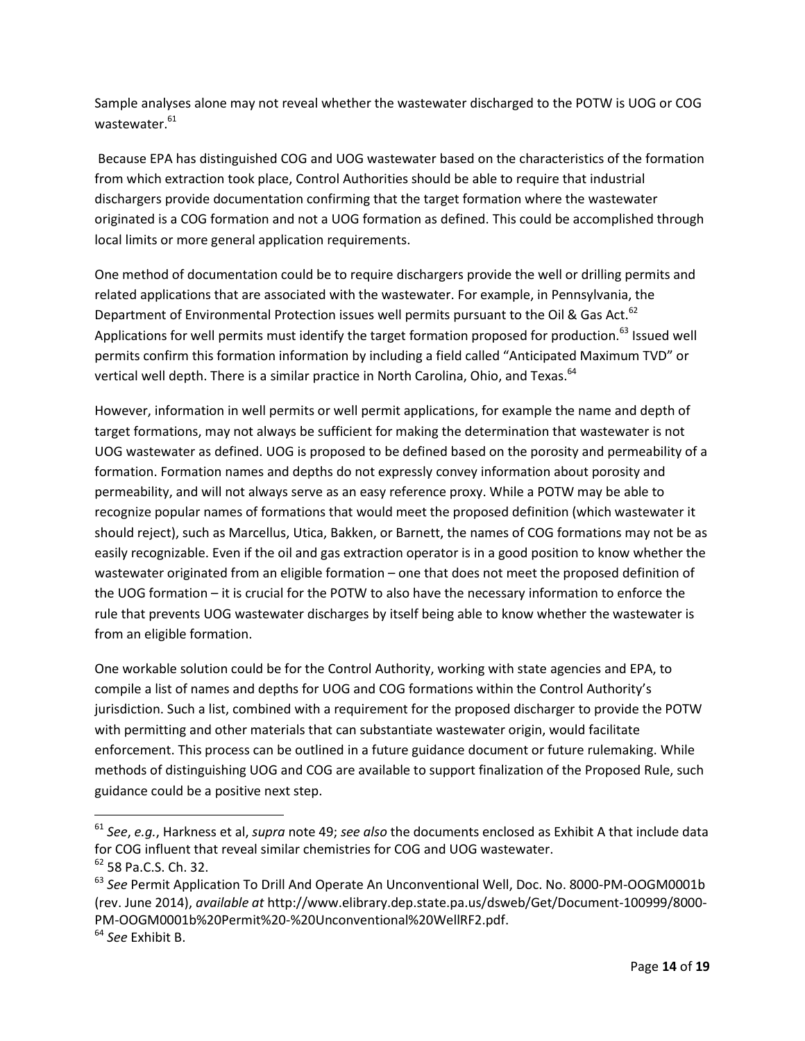Sample analyses alone may not reveal whether the wastewater discharged to the POTW is UOG or COG wastewater.[61]

Because EPA has distinguished COG and UOG wastewater based on the characteristics of the formation from which extraction took place, Control Authorities should be able to require that industrial dischargers provide documentation confirming that the target formation where the wastewater originated is a COG formation and not a UOG formation as defined. This could be accomplished through local limits or more general application requirements.

One method of documentation could be to require dischargers provide the well or drilling permits and related applications that are associated with the wastewater. For example, in Pennsylvania, the Department of Environmental Protection issues well permits pursuant to the Oil & Gas Act.[62] Applications for well permits must identify the target formation proposed for production.[63] Issued well permits confirm this formation information by including a field called "Anticipated Maximum TVD" or vertical well depth. There is a similar practice in North Carolina, Ohio, and Texas.[64]

However, information in well permits or well permit applications, for example the name and depth of target formations, may not always be sufficient for making the determination that wastewater is not UOG wastewater as defined. UOG is proposed to be defined based on the porosity and permeability of a formation. Formation names and depths do not expressly convey information about porosity and permeability, and will not always serve as an easy reference proxy. While a POTW may be able to recognize popular names of formations that would meet the proposed definition (which wastewater it should reject), such as Marcellus, Utica, Bakken, or Barnett, the names of COG formations may not be as easily recognizable. Even if the oil and gas extraction operator is in a good position to know whether the wastewater originated from an eligible formation – one that does not meet the proposed definition of the UOG formation – it is crucial for the POTW to also have the necessary information to enforce the rule that prevents UOG wastewater discharges by itself being able to know whether the wastewater is from an eligible formation.

One workable solution could be for the Control Authority, working with state agencies and EPA, to compile a list of names and depths for UOG and COG formations within the Control Authority's jurisdiction. Such a list, combined with a requirement for the proposed discharger to provide the POTW with permitting and other materials that can substantiate wastewater origin, would facilitate enforcement. This process can be outlined in a future guidance document or future rulemaking. While methods of distinguishing UOG and COG are available to support finalization of the Proposed Rule, such guidance could be a positive next step.

---

[61] *See*, *e.g.*, Harkness et al, *supra* note 49; *see also* the documents enclosed as Exhibit A that include data for COG influent that reveal similar chemistries for COG and UOG wastewater.

[62] 58 Pa.C.S. Ch. 32.

[63] *See* Permit Application To Drill And Operate An Unconventional Well, Doc. No. 8000-PM-OOGM0001b (rev. June 2014), *available at* http://www.elibrary.dep.state.pa.us/dsweb/Get/Document-100999/8000-PM-OOGM0001b%20Permit%20-%20Unconventional%20WellRF2.pdf.

[64] *See* Exhibit B.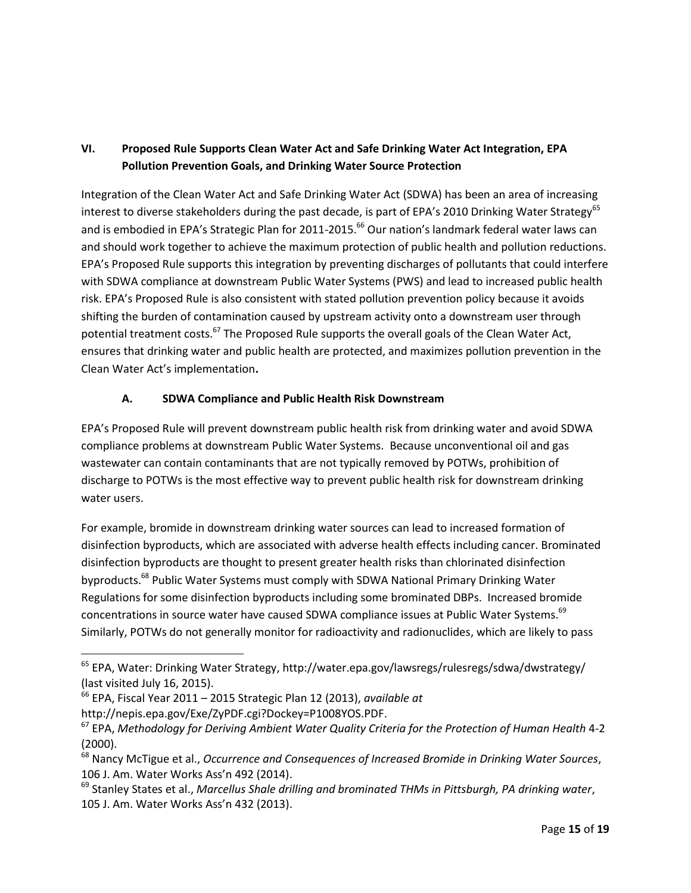## VI. Proposed Rule Supports Clean Water Act and Safe Drinking Water Act Integration, EPA Pollution Prevention Goals, and Drinking Water Source Protection

Integration of the Clean Water Act and Safe Drinking Water Act (SDWA) has been an area of increasing interest to diverse stakeholders during the past decade, is part of EPA's 2010 Drinking Water Strategy[65] and is embodied in EPA's Strategic Plan for 2011-2015.[66] Our nation's landmark federal water laws can and should work together to achieve the maximum protection of public health and pollution reductions. EPA's Proposed Rule supports this integration by preventing discharges of pollutants that could interfere with SDWA compliance at downstream Public Water Systems (PWS) and lead to increased public health risk. EPA's Proposed Rule is also consistent with stated pollution prevention policy because it avoids shifting the burden of contamination caused by upstream activity onto a downstream user through potential treatment costs.[67] The Proposed Rule supports the overall goals of the Clean Water Act, ensures that drinking water and public health are protected, and maximizes pollution prevention in the Clean Water Act's implementation**.**

### A. SDWA Compliance and Public Health Risk Downstream

EPA's Proposed Rule will prevent downstream public health risk from drinking water and avoid SDWA compliance problems at downstream Public Water Systems. Because unconventional oil and gas wastewater can contain contaminants that are not typically removed by POTWs, prohibition of discharge to POTWs is the most effective way to prevent public health risk for downstream drinking water users.

For example, bromide in downstream drinking water sources can lead to increased formation of disinfection byproducts, which are associated with adverse health effects including cancer. Brominated disinfection byproducts are thought to present greater health risks than chlorinated disinfection byproducts.[68] Public Water Systems must comply with SDWA National Primary Drinking Water Regulations for some disinfection byproducts including some brominated DBPs. Increased bromide concentrations in source water have caused SDWA compliance issues at Public Water Systems.[69] Similarly, POTWs do not generally monitor for radioactivity and radionuclides, which are likely to pass

---

[65] EPA, Water: Drinking Water Strategy, http://water.epa.gov/lawsregs/rulesregs/sdwa/dwstrategy/ (last visited July 16, 2015).

[66] EPA, Fiscal Year 2011 – 2015 Strategic Plan 12 (2013), *available at* http://nepis.epa.gov/Exe/ZyPDF.cgi?Dockey=P1008YOS.PDF.

[67] EPA, *Methodology for Deriving Ambient Water Quality Criteria for the Protection of Human Health* 4-2 (2000).

[68] Nancy McTigue et al., *Occurrence and Consequences of Increased Bromide in Drinking Water Sources*, 106 J. Am. Water Works Ass'n 492 (2014).

[69] Stanley States et al., *Marcellus Shale drilling and brominated THMs in Pittsburgh, PA drinking water*, 105 J. Am. Water Works Ass'n 432 (2013).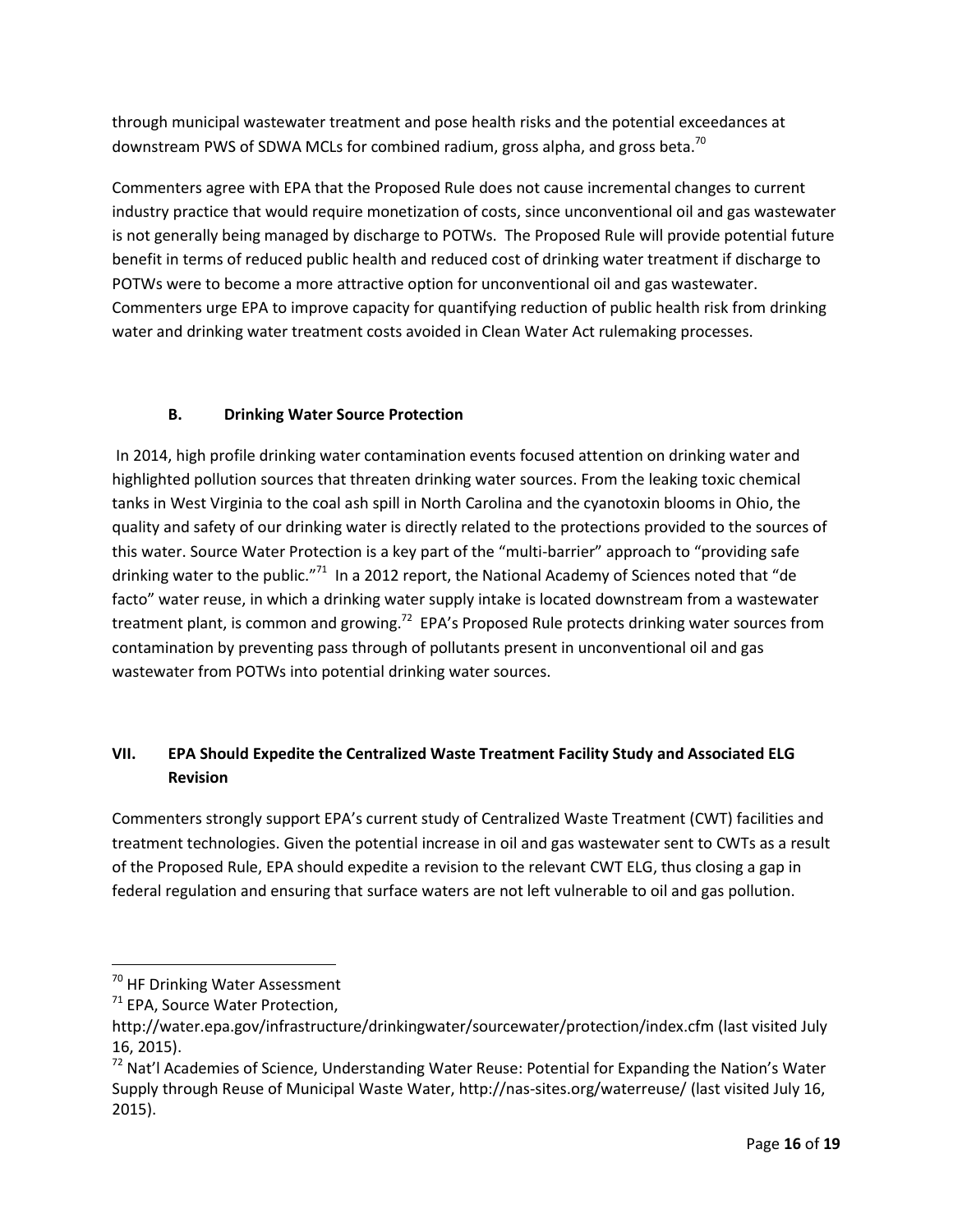through municipal wastewater treatment and pose health risks and the potential exceedances at downstream PWS of SDWA MCLs for combined radium, gross alpha, and gross beta.[70]

Commenters agree with EPA that the Proposed Rule does not cause incremental changes to current industry practice that would require monetization of costs, since unconventional oil and gas wastewater is not generally being managed by discharge to POTWs. The Proposed Rule will provide potential future benefit in terms of reduced public health and reduced cost of drinking water treatment if discharge to POTWs were to become a more attractive option for unconventional oil and gas wastewater. Commenters urge EPA to improve capacity for quantifying reduction of public health risk from drinking water and drinking water treatment costs avoided in Clean Water Act rulemaking processes.

### B. Drinking Water Source Protection

In 2014, high profile drinking water contamination events focused attention on drinking water and highlighted pollution sources that threaten drinking water sources. From the leaking toxic chemical tanks in West Virginia to the coal ash spill in North Carolina and the cyanotoxin blooms in Ohio, the quality and safety of our drinking water is directly related to the protections provided to the sources of this water. Source Water Protection is a key part of the "multi-barrier" approach to "providing safe drinking water to the public."[71] In a 2012 report, the National Academy of Sciences noted that "de facto" water reuse, in which a drinking water supply intake is located downstream from a wastewater treatment plant, is common and growing.[72] EPA's Proposed Rule protects drinking water sources from contamination by preventing pass through of pollutants present in unconventional oil and gas wastewater from POTWs into potential drinking water sources.

## VII. EPA Should Expedite the Centralized Waste Treatment Facility Study and Associated ELG Revision

Commenters strongly support EPA's current study of Centralized Waste Treatment (CWT) facilities and treatment technologies. Given the potential increase in oil and gas wastewater sent to CWTs as a result of the Proposed Rule, EPA should expedite a revision to the relevant CWT ELG, thus closing a gap in federal regulation and ensuring that surface waters are not left vulnerable to oil and gas pollution.

---

[70] HF Drinking Water Assessment

[71] EPA, Source Water Protection, http://water.epa.gov/infrastructure/drinkingwater/sourcewater/protection/index.cfm (last visited July 16, 2015).

[72] Nat'l Academies of Science, Understanding Water Reuse: Potential for Expanding the Nation's Water Supply through Reuse of Municipal Waste Water, http://nas-sites.org/waterreuse/ (last visited July 16, 2015).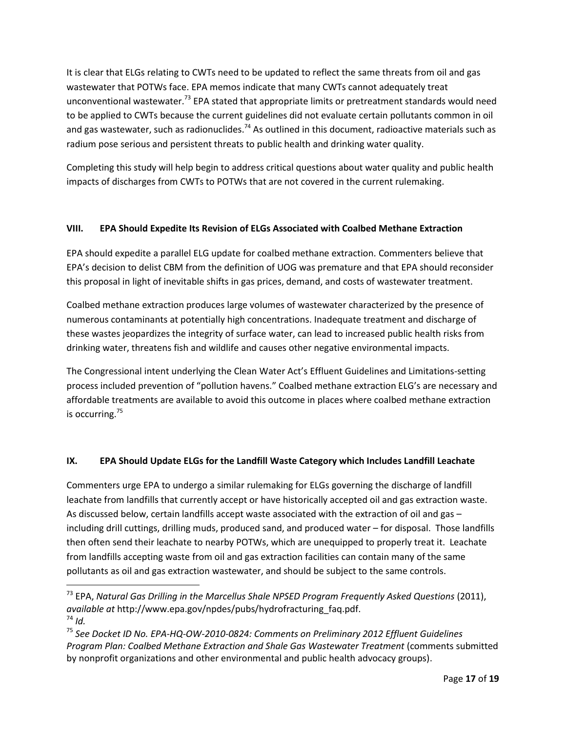It is clear that ELGs relating to CWTs need to be updated to reflect the same threats from oil and gas wastewater that POTWs face. EPA memos indicate that many CWTs cannot adequately treat unconventional wastewater.[73] EPA stated that appropriate limits or pretreatment standards would need to be applied to CWTs because the current guidelines did not evaluate certain pollutants common in oil and gas wastewater, such as radionuclides.[74] As outlined in this document, radioactive materials such as radium pose serious and persistent threats to public health and drinking water quality.

Completing this study will help begin to address critical questions about water quality and public health impacts of discharges from CWTs to POTWs that are not covered in the current rulemaking.

## VIII. EPA Should Expedite Its Revision of ELGs Associated with Coalbed Methane Extraction

EPA should expedite a parallel ELG update for coalbed methane extraction. Commenters believe that EPA's decision to delist CBM from the definition of UOG was premature and that EPA should reconsider this proposal in light of inevitable shifts in gas prices, demand, and costs of wastewater treatment.

Coalbed methane extraction produces large volumes of wastewater characterized by the presence of numerous contaminants at potentially high concentrations. Inadequate treatment and discharge of these wastes jeopardizes the integrity of surface water, can lead to increased public health risks from drinking water, threatens fish and wildlife and causes other negative environmental impacts.

The Congressional intent underlying the Clean Water Act's Effluent Guidelines and Limitations-setting process included prevention of "pollution havens." Coalbed methane extraction ELG's are necessary and affordable treatments are available to avoid this outcome in places where coalbed methane extraction is occurring.[75]

## IX. EPA Should Update ELGs for the Landfill Waste Category which Includes Landfill Leachate

Commenters urge EPA to undergo a similar rulemaking for ELGs governing the discharge of landfill leachate from landfills that currently accept or have historically accepted oil and gas extraction waste. As discussed below, certain landfills accept waste associated with the extraction of oil and gas – including drill cuttings, drilling muds, produced sand, and produced water – for disposal. Those landfills then often send their leachate to nearby POTWs, which are unequipped to properly treat it. Leachate from landfills accepting waste from oil and gas extraction facilities can contain many of the same pollutants as oil and gas extraction wastewater, and should be subject to the same controls.

---

[73] EPA, *Natural Gas Drilling in the Marcellus Shale NPSED Program Frequently Asked Questions* (2011), *available at* http://www.epa.gov/npdes/pubs/hydrofracturing_faq.pdf.

[74] *Id.*

[75] *See Docket ID No. EPA-HQ-OW-2010-0824: Comments on Preliminary 2012 Effluent Guidelines Program Plan: Coalbed Methane Extraction and Shale Gas Wastewater Treatment* (comments submitted by nonprofit organizations and other environmental and public health advocacy groups).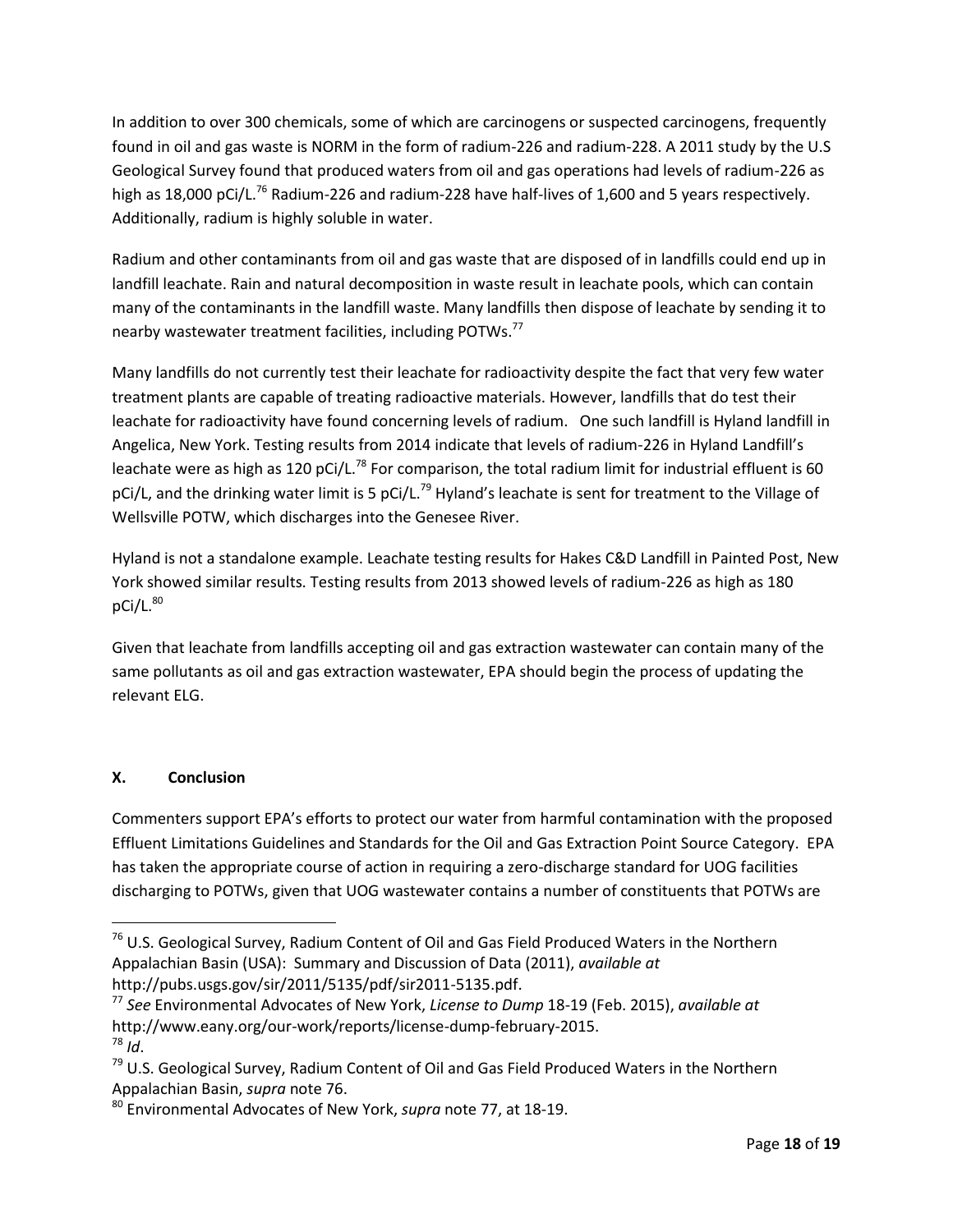In addition to over 300 chemicals, some of which are carcinogens or suspected carcinogens, frequently found in oil and gas waste is NORM in the form of radium-226 and radium-228. A 2011 study by the U.S Geological Survey found that produced waters from oil and gas operations had levels of radium-226 as high as 18,000 pCi/L.[76] Radium-226 and radium-228 have half-lives of 1,600 and 5 years respectively. Additionally, radium is highly soluble in water.

Radium and other contaminants from oil and gas waste that are disposed of in landfills could end up in landfill leachate. Rain and natural decomposition in waste result in leachate pools, which can contain many of the contaminants in the landfill waste. Many landfills then dispose of leachate by sending it to nearby wastewater treatment facilities, including POTWs.[77]

Many landfills do not currently test their leachate for radioactivity despite the fact that very few water treatment plants are capable of treating radioactive materials. However, landfills that do test their leachate for radioactivity have found concerning levels of radium. One such landfill is Hyland landfill in Angelica, New York. Testing results from 2014 indicate that levels of radium-226 in Hyland Landfill's leachate were as high as 120 pCi/L.[78] For comparison, the total radium limit for industrial effluent is 60 pCi/L, and the drinking water limit is 5 pCi/L.[79] Hyland's leachate is sent for treatment to the Village of Wellsville POTW, which discharges into the Genesee River.

Hyland is not a standalone example. Leachate testing results for Hakes C&D Landfill in Painted Post, New York showed similar results. Testing results from 2013 showed levels of radium-226 as high as 180 pCi/L.[80]

Given that leachate from landfills accepting oil and gas extraction wastewater can contain many of the same pollutants as oil and gas extraction wastewater, EPA should begin the process of updating the relevant ELG.

## X. Conclusion

Commenters support EPA's efforts to protect our water from harmful contamination with the proposed Effluent Limitations Guidelines and Standards for the Oil and Gas Extraction Point Source Category. EPA has taken the appropriate course of action in requiring a zero-discharge standard for UOG facilities discharging to POTWs, given that UOG wastewater contains a number of constituents that POTWs are

---

[76] U.S. Geological Survey, Radium Content of Oil and Gas Field Produced Waters in the Northern Appalachian Basin (USA): Summary and Discussion of Data (2011), *available at* http://pubs.usgs.gov/sir/2011/5135/pdf/sir2011-5135.pdf.

[77] *See* Environmental Advocates of New York, *License to Dump* 18-19 (Feb. 2015), *available at* http://www.eany.org/our-work/reports/license-dump-february-2015.

[78] *Id*.

[79] U.S. Geological Survey, Radium Content of Oil and Gas Field Produced Waters in the Northern Appalachian Basin, *supra* note 76.

[80] Environmental Advocates of New York, *supra* note 77, at 18-19.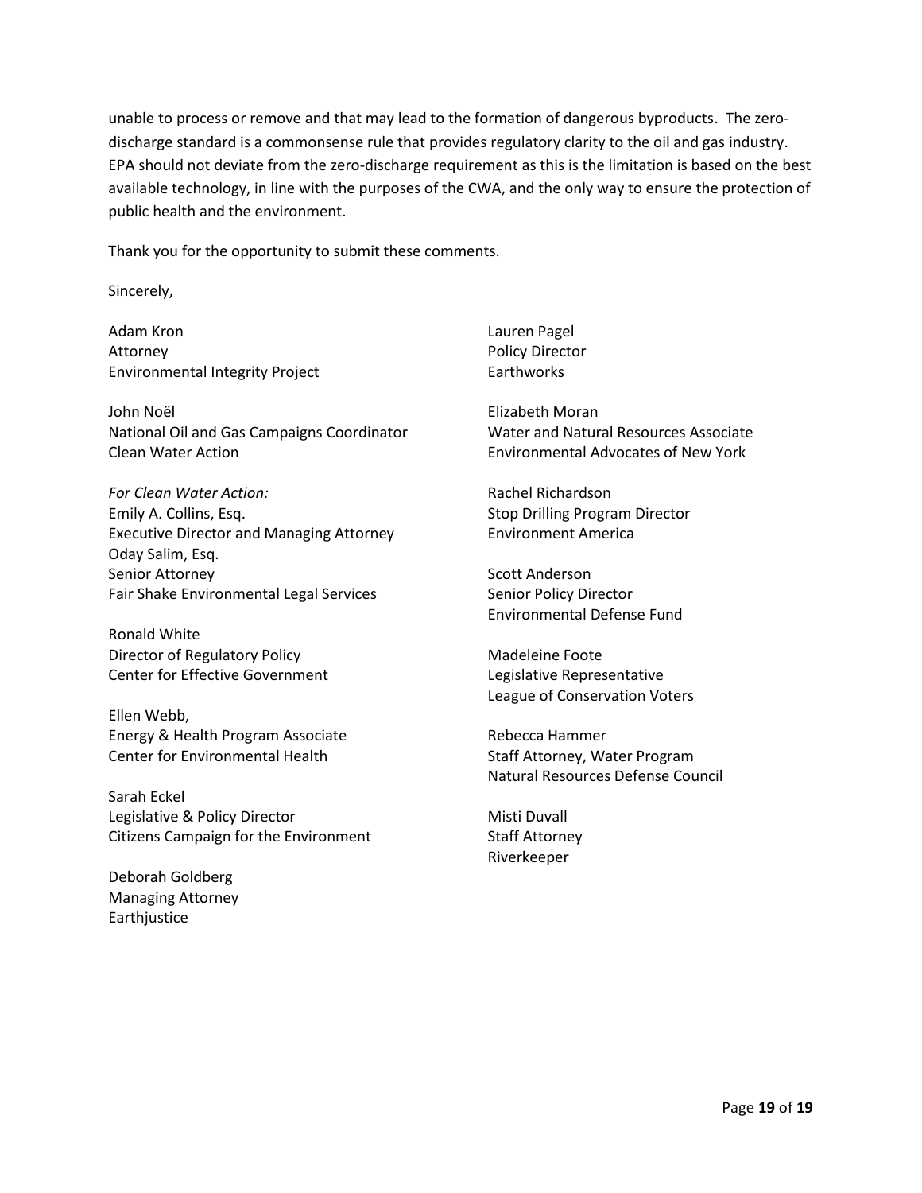unable to process or remove and that may lead to the formation of dangerous byproducts. The zero-discharge standard is a commonsense rule that provides regulatory clarity to the oil and gas industry. EPA should not deviate from the zero-discharge requirement as this is the limitation is based on the best available technology, in line with the purposes of the CWA, and the only way to ensure the protection of public health and the environment.

Thank you for the opportunity to submit these comments.

Sincerely,

Adam Kron
Attorney
Environmental Integrity Project

John Noël
National Oil and Gas Campaigns Coordinator
Clean Water Action

*For Clean Water Action:*
Emily A. Collins, Esq.
Executive Director and Managing Attorney
Oday Salim, Esq.
Senior Attorney
Fair Shake Environmental Legal Services

Ronald White
Director of Regulatory Policy
Center for Effective Government

Ellen Webb,
Energy & Health Program Associate
Center for Environmental Health

Sarah Eckel
Legislative & Policy Director
Citizens Campaign for the Environment

Deborah Goldberg
Managing Attorney
Earthjustice

Lauren Pagel
Policy Director
Earthworks

Elizabeth Moran
Water and Natural Resources Associate
Environmental Advocates of New York

Rachel Richardson
Stop Drilling Program Director
Environment America

Scott Anderson
Senior Policy Director
Environmental Defense Fund

Madeleine Foote
Legislative Representative
League of Conservation Voters

Rebecca Hammer
Staff Attorney, Water Program
Natural Resources Defense Council

Misti Duvall
Staff Attorney
Riverkeeper